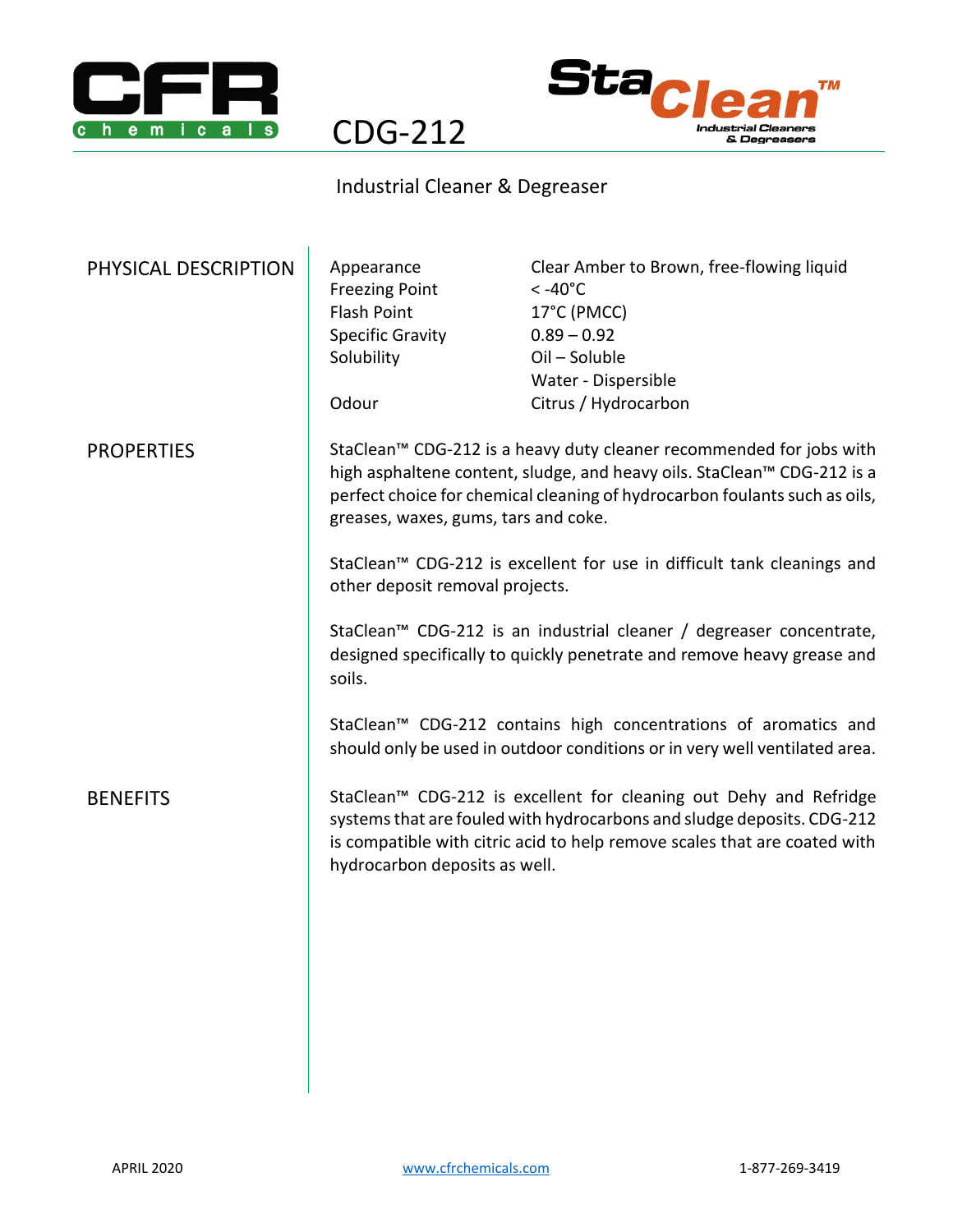# CDG-212

## Industrial Cleaner & Degreaser

## PHYSICAL DESCRIPTION

| | |
|---|---|
| Appearance | Clear Amber to Brown, free-flowing liquid |
| Freezing Point | < -40°C |
| Flash Point | 17°C (PMCC) |
| Specific Gravity | 0.89 – 0.92 |
| Solubility | Oil – Soluble<br>Water - Dispersible |
| Odour | Citrus / Hydrocarbon |

## PROPERTIES

StaClean™ CDG-212 is a heavy duty cleaner recommended for jobs with high asphaltene content, sludge, and heavy oils. StaClean™ CDG-212 is a perfect choice for chemical cleaning of hydrocarbon foulants such as oils, greases, waxes, gums, tars and coke.

StaClean™ CDG-212 is excellent for use in difficult tank cleanings and other deposit removal projects.

StaClean™ CDG-212 is an industrial cleaner / degreaser concentrate, designed specifically to quickly penetrate and remove heavy grease and soils.

StaClean™ CDG-212 contains high concentrations of aromatics and should only be used in outdoor conditions or in very well ventilated area.

## BENEFITS

StaClean™ CDG-212 is excellent for cleaning out Dehy and Refridge systems that are fouled with hydrocarbons and sludge deposits. CDG-212 is compatible with citric acid to help remove scales that are coated with hydrocarbon deposits as well.

APRIL 2020 www.cfrchemicals.com 1-877-269-3419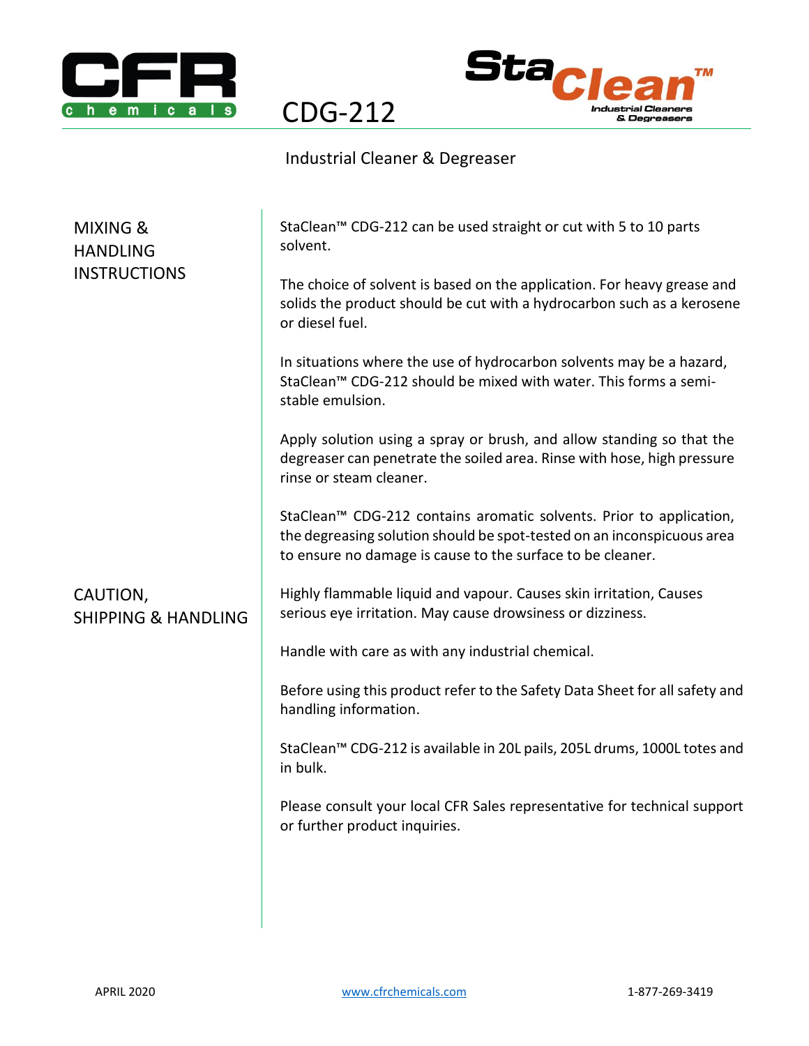# CDG-212

## Industrial Cleaner & Degreaser

### MIXING & HANDLING INSTRUCTIONS

StaClean™ CDG-212 can be used straight or cut with 5 to 10 parts solvent.

The choice of solvent is based on the application. For heavy grease and solids the product should be cut with a hydrocarbon such as a kerosene or diesel fuel.

In situations where the use of hydrocarbon solvents may be a hazard, StaClean™ CDG-212 should be mixed with water. This forms a semi-stable emulsion.

Apply solution using a spray or brush, and allow standing so that the degreaser can penetrate the soiled area. Rinse with hose, high pressure rinse or steam cleaner.

StaClean™ CDG-212 contains aromatic solvents. Prior to application, the degreasing solution should be spot-tested on an inconspicuous area to ensure no damage is cause to the surface to be cleaner.

### CAUTION, SHIPPING & HANDLING

Highly flammable liquid and vapour. Causes skin irritation, Causes serious eye irritation. May cause drowsiness or dizziness.

Handle with care as with any industrial chemical.

Before using this product refer to the Safety Data Sheet for all safety and handling information.

StaClean™ CDG-212 is available in 20L pails, 205L drums, 1000L totes and in bulk.

Please consult your local CFR Sales representative for technical support or further product inquiries.

APRIL 2020 www.cfrchemicals.com 1-877-269-3419